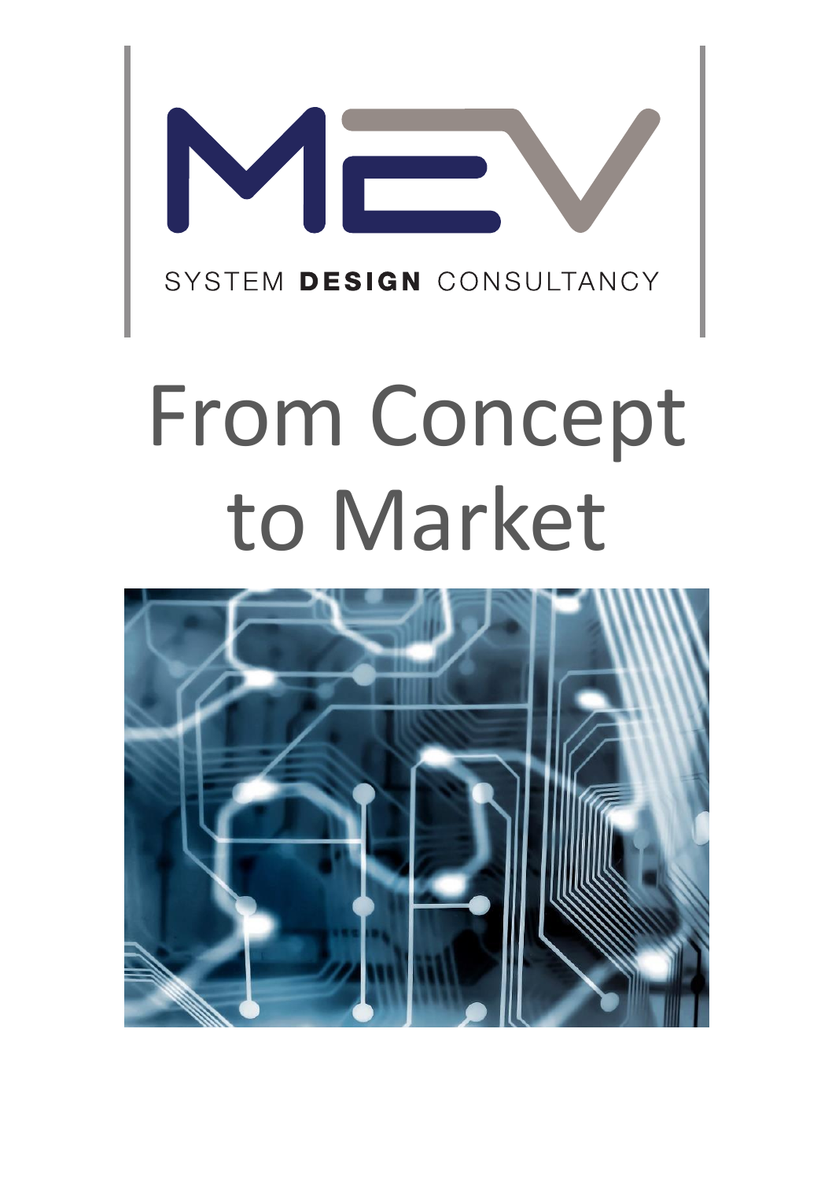MEV

SYSTEM **DESIGN** CONSULTANCY

# From Concept to Market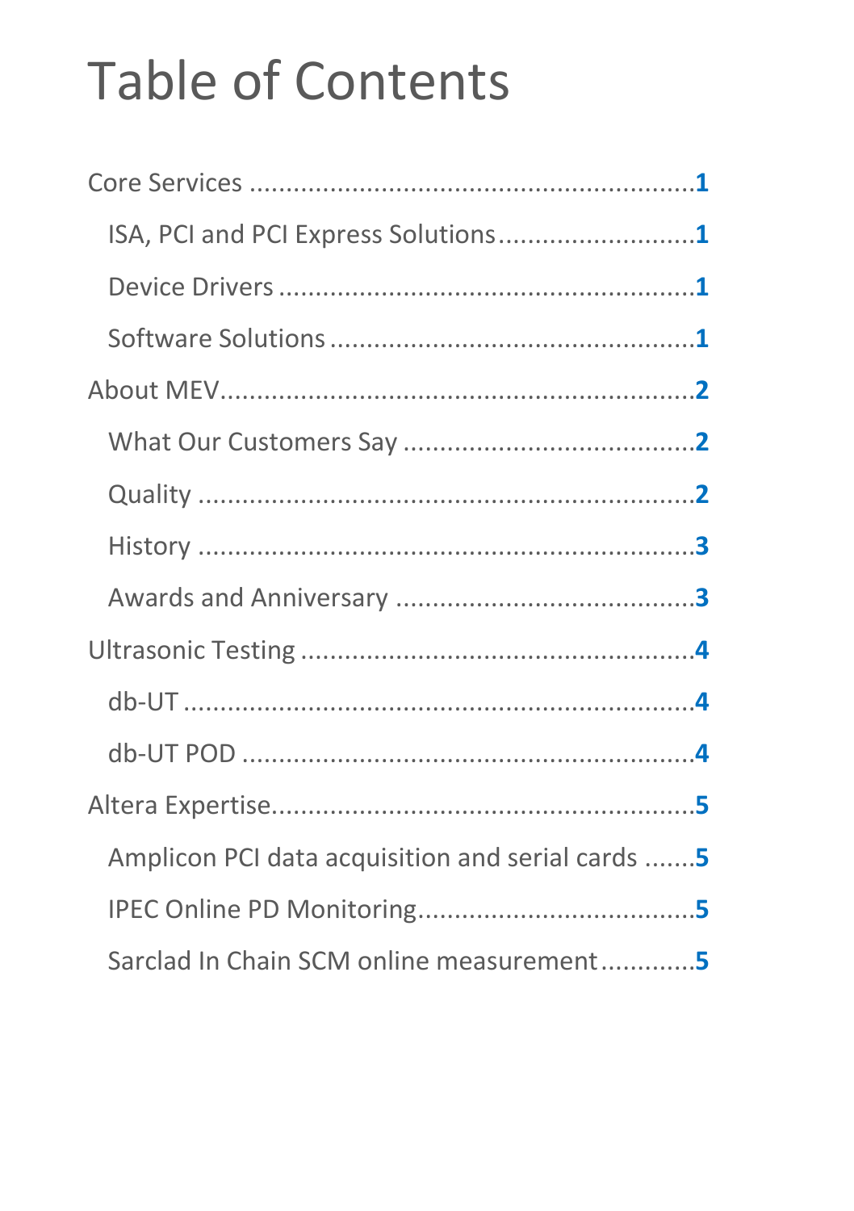# Table of Contents

- Core Services ........................................................... 1
  - ISA, PCI and PCI Express Solutions ........................... 1
  - Device Drivers ........................................................ 1
  - Software Solutions .................................................. 1
- About MEV................................................................... 2
  - What Our Customers Say ........................................ 2
  - Quality .................................................................... 2
  - History .................................................................... 3
  - Awards and Anniversary ......................................... 3
- Ultrasonic Testing ...................................................... 4
  - db-UT ...................................................................... 4
  - db-UT POD .............................................................. 4
- Altera Expertise.......................................................... 5
  - Amplicon PCI data acquisition and serial cards ....... 5
  - IPEC Online PD Monitoring...................................... 5
  - Sarclad In Chain SCM online measurement............ 5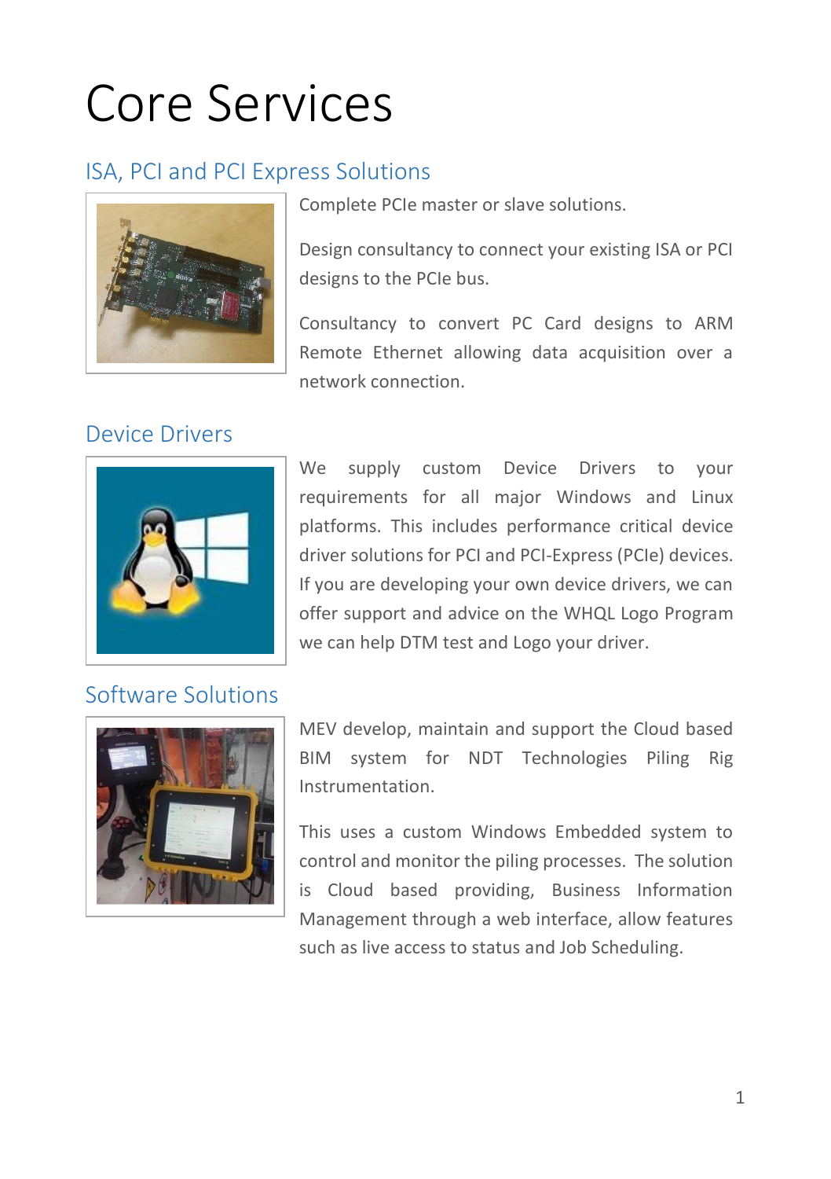# Core Services

## ISA, PCI and PCI Express Solutions

Complete PCIe master or slave solutions.

Design consultancy to connect your existing ISA or PCI designs to the PCIe bus.

Consultancy to convert PC Card designs to ARM Remote Ethernet allowing data acquisition over a network connection.

## Device Drivers

We supply custom Device Drivers to your requirements for all major Windows and Linux platforms. This includes performance critical device driver solutions for PCI and PCI-Express (PCIe) devices. If you are developing your own device drivers, we can offer support and advice on the WHQL Logo Program we can help DTM test and Logo your driver.

## Software Solutions

MEV develop, maintain and support the Cloud based BIM system for NDT Technologies Piling Rig Instrumentation.

This uses a custom Windows Embedded system to control and monitor the piling processes. The solution is Cloud based providing, Business Information Management through a web interface, allow features such as live access to status and Job Scheduling.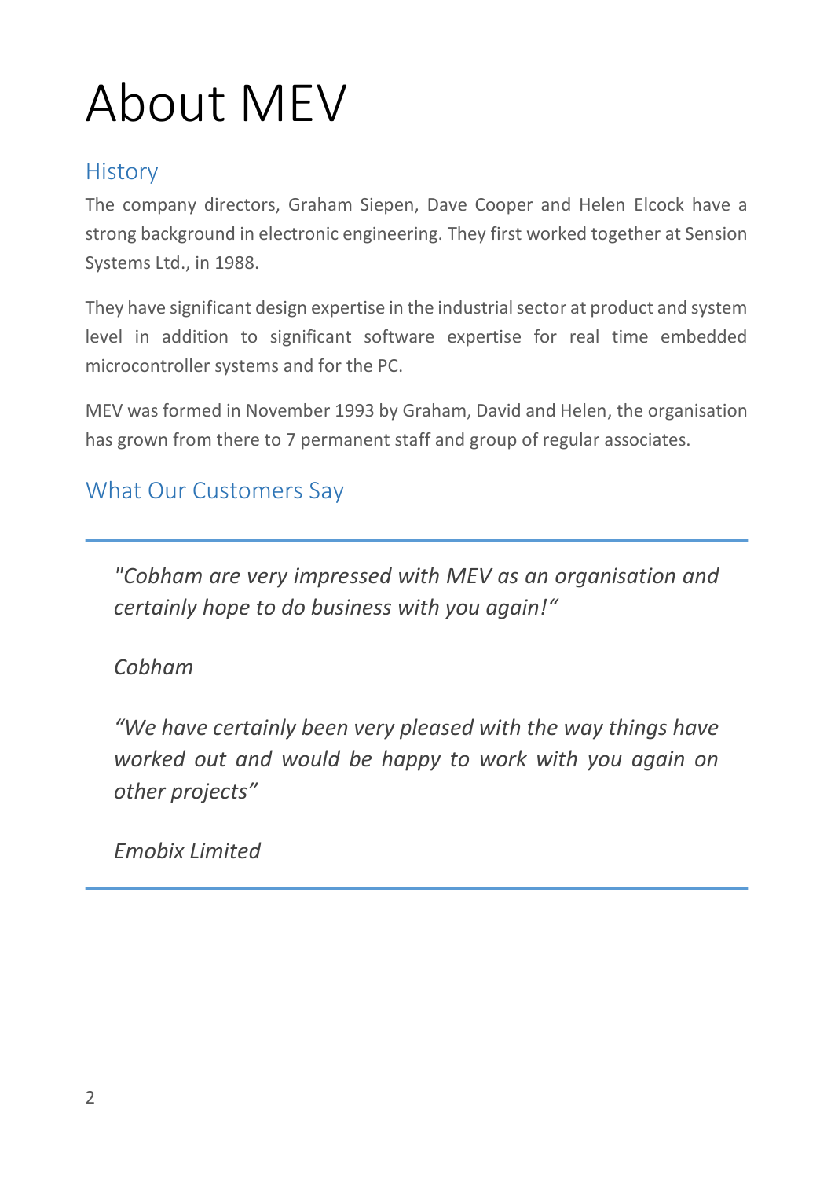# About MEV

## History

The company directors, Graham Siepen, Dave Cooper and Helen Elcock have a strong background in electronic engineering. They first worked together at Sension Systems Ltd., in 1988.

They have significant design expertise in the industrial sector at product and system level in addition to significant software expertise for real time embedded microcontroller systems and for the PC.

MEV was formed in November 1993 by Graham, David and Helen, the organisation has grown from there to 7 permanent staff and group of regular associates.

## What Our Customers Say

---

> *"Cobham are very impressed with MEV as an organisation and certainly hope to do business with you again!"*
>
> *Cobham*
>
> *"We have certainly been very pleased with the way things have worked out and would be happy to work with you again on other projects"*
>
> *Emobix Limited*

---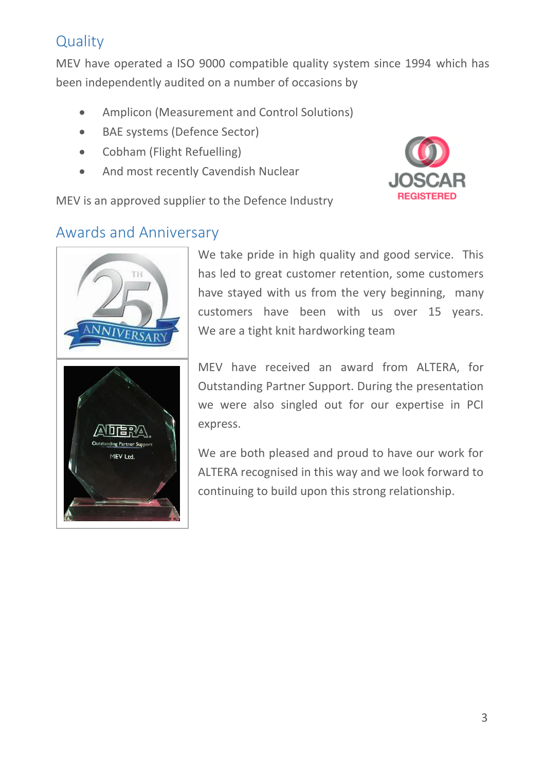## Quality

MEV have operated a ISO 9000 compatible quality system since 1994 which has been independently audited on a number of occasions by

- Amplicon (Measurement and Control Solutions)
- BAE systems (Defence Sector)
- Cobham (Flight Refuelling)
- And most recently Cavendish Nuclear

MEV is an approved supplier to the Defence Industry

## Awards and Anniversary

We take pride in high quality and good service. This has led to great customer retention, some customers have stayed with us from the very beginning, many customers have been with us over 15 years. We are a tight knit hardworking team

MEV have received an award from ALTERA, for Outstanding Partner Support. During the presentation we were also singled out for our expertise in PCI express.

We are both pleased and proud to have our work for ALTERA recognised in this way and we look forward to continuing to build upon this strong relationship.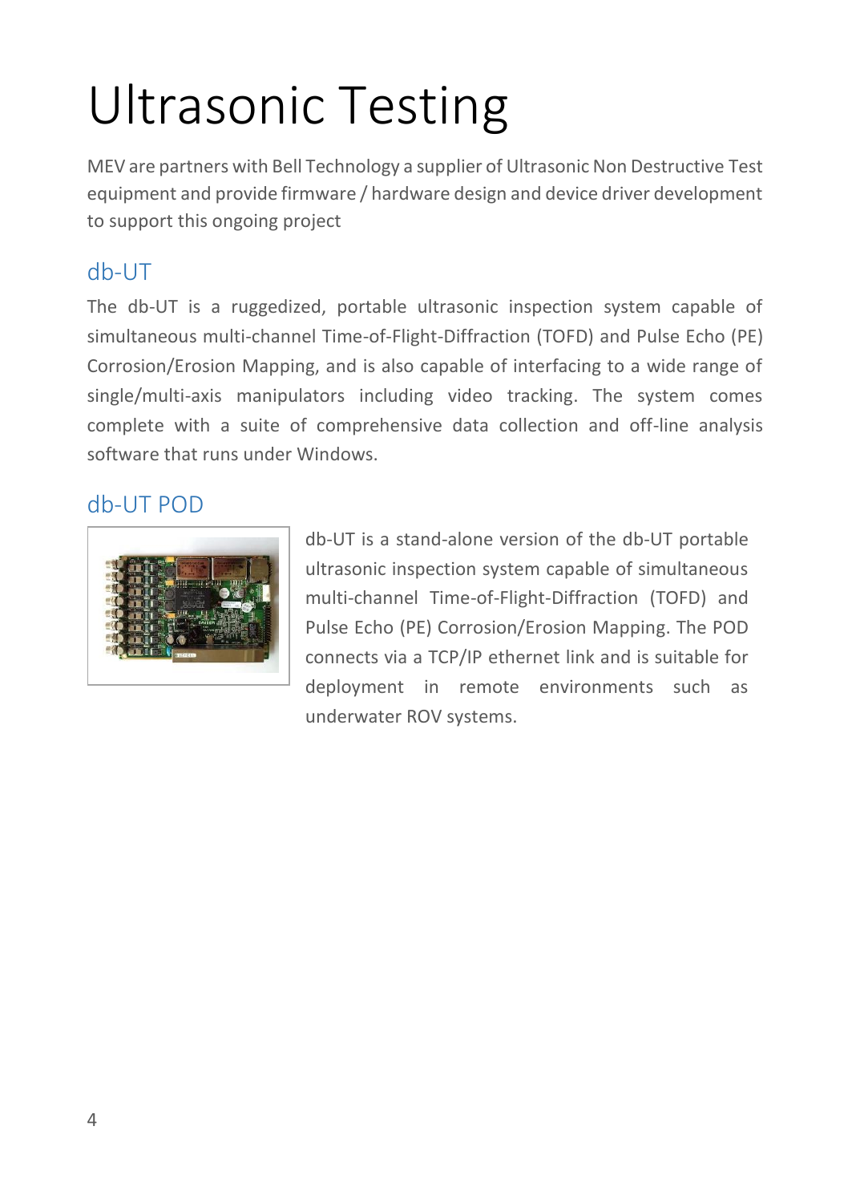# Ultrasonic Testing

MEV are partners with Bell Technology a supplier of Ultrasonic Non Destructive Test equipment and provide firmware / hardware design and device driver development to support this ongoing project

## db-UT

The db-UT is a ruggedized, portable ultrasonic inspection system capable of simultaneous multi-channel Time-of-Flight-Diffraction (TOFD) and Pulse Echo (PE) Corrosion/Erosion Mapping, and is also capable of interfacing to a wide range of single/multi-axis manipulators including video tracking. The system comes complete with a suite of comprehensive data collection and off-line analysis software that runs under Windows.

## db-UT POD

db-UT is a stand-alone version of the db-UT portable ultrasonic inspection system capable of simultaneous multi-channel Time-of-Flight-Diffraction (TOFD) and Pulse Echo (PE) Corrosion/Erosion Mapping. The POD connects via a TCP/IP ethernet link and is suitable for deployment in remote environments such as underwater ROV systems.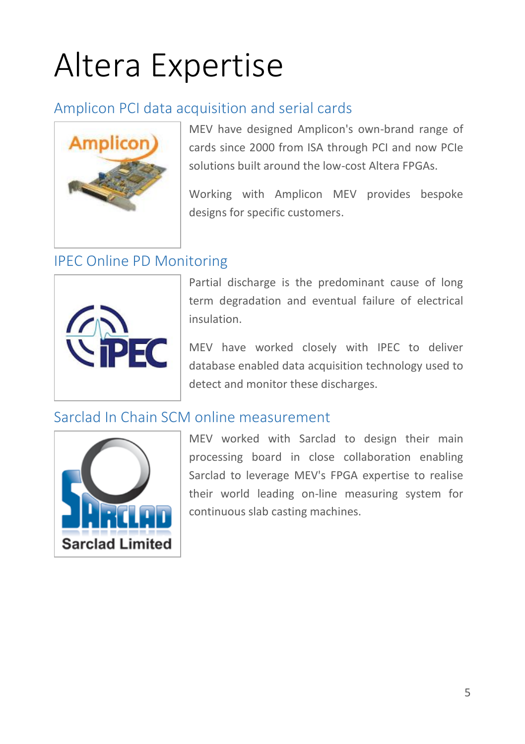# Altera Expertise

## Amplicon PCI data acquisition and serial cards

MEV have designed Amplicon's own-brand range of cards since 2000 from ISA through PCI and now PCIe solutions built around the low-cost Altera FPGAs.

Working with Amplicon MEV provides bespoke designs for specific customers.

## IPEC Online PD Monitoring

Partial discharge is the predominant cause of long term degradation and eventual failure of electrical insulation.

MEV have worked closely with IPEC to deliver database enabled data acquisition technology used to detect and monitor these discharges.

## Sarclad In Chain SCM online measurement

MEV worked with Sarclad to design their main processing board in close collaboration enabling Sarclad to leverage MEV's FPGA expertise to realise their world leading on-line measuring system for continuous slab casting machines.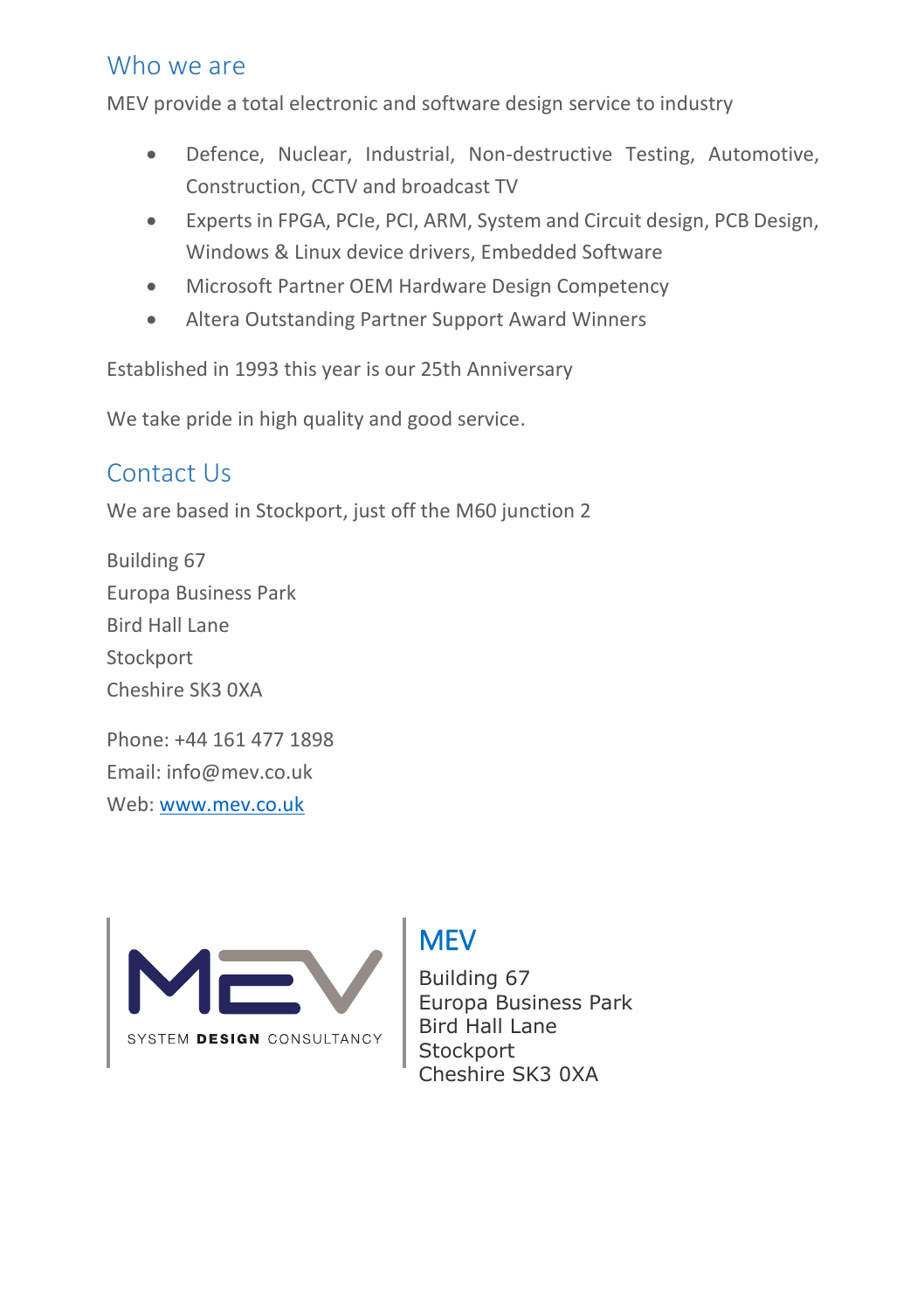## Who we are

MEV provide a total electronic and software design service to industry

- Defence, Nuclear, Industrial, Non-destructive Testing, Automotive, Construction, CCTV and broadcast TV
- Experts in FPGA, PCIe, PCI, ARM, System and Circuit design, PCB Design, Windows & Linux device drivers, Embedded Software
- Microsoft Partner OEM Hardware Design Competency
- Altera Outstanding Partner Support Award Winners

Established in 1993 this year is our 25th Anniversary

We take pride in high quality and good service.

## Contact Us

We are based in Stockport, just off the M60 junction 2

Building 67
Europa Business Park
Bird Hall Lane
Stockport
Cheshire SK3 0XA

Phone: +44 161 477 1898
Email: info@mev.co.uk
Web: [www.mev.co.uk](http://www.mev.co.uk)

MEV
SYSTEM DESIGN CONSULTANCY

**MEV**

Building 67
Europa Business Park
Bird Hall Lane
Stockport
Cheshire SK3 0XA